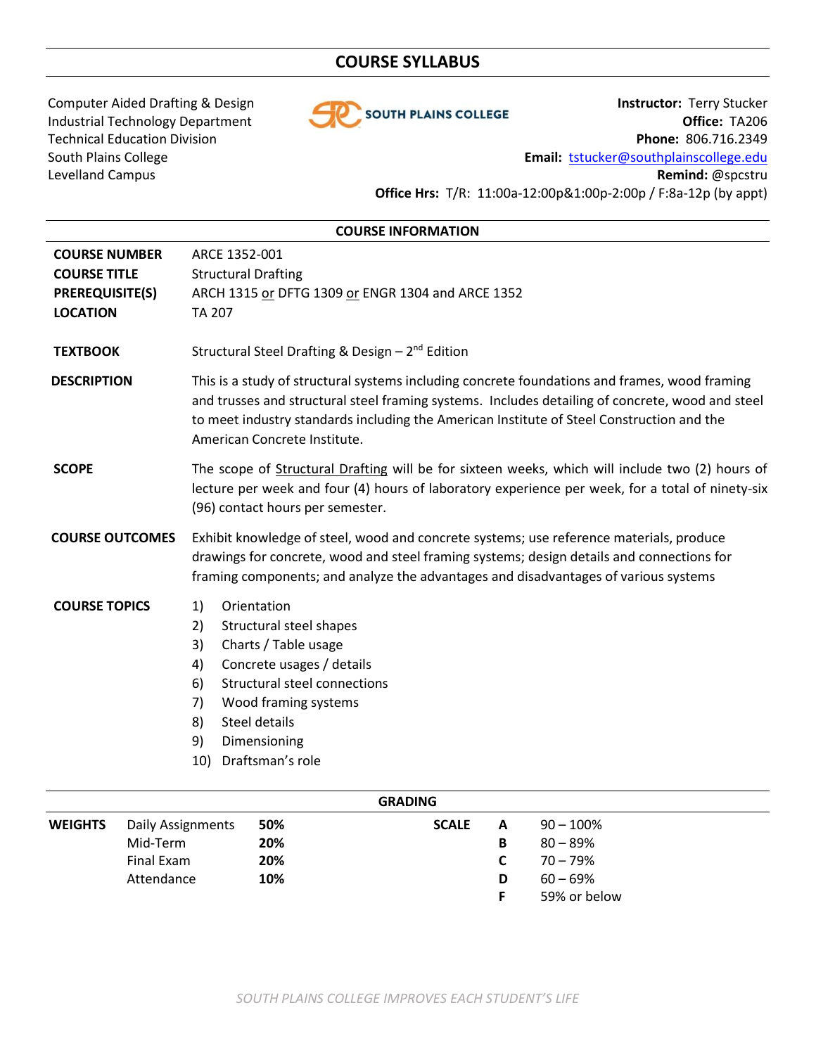# COURSE SYLLABUS

Computer Aided Drafting & Design
Industrial Technology Department
Technical Education Division
South Plains College
Levelland Campus

SOUTH PLAINS COLLEGE

**Instructor:** Terry Stucker
**Office:** TA206
**Phone:** 806.716.2349
**Email:** tstucker@southplainscollege.edu
**Remind:** @spcstru
**Office Hrs:** T/R: 11:00a-12:00p&1:00p-2:00p / F:8a-12p (by appt)

## COURSE INFORMATION

**COURSE NUMBER** ARCE 1352-001

**COURSE TITLE** Structural Drafting

**PREREQUISITE(S)** ARCH 1315 or DFTG 1309 or ENGR 1304 and ARCE 1352

**LOCATION** TA 207

**TEXTBOOK** Structural Steel Drafting & Design – 2nd Edition

**DESCRIPTION** This is a study of structural systems including concrete foundations and frames, wood framing and trusses and structural steel framing systems. Includes detailing of concrete, wood and steel to meet industry standards including the American Institute of Steel Construction and the American Concrete Institute.

**SCOPE** The scope of Structural Drafting will be for sixteen weeks, which will include two (2) hours of lecture per week and four (4) hours of laboratory experience per week, for a total of ninety-six (96) contact hours per semester.

**COURSE OUTCOMES** Exhibit knowledge of steel, wood and concrete systems; use reference materials, produce drawings for concrete, wood and steel framing systems; design details and connections for framing components; and analyze the advantages and disadvantages of various systems

**COURSE TOPICS**

1) Orientation
2) Structural steel shapes
3) Charts / Table usage
4) Concrete usages / details
6) Structural steel connections
7) Wood framing systems
8) Steel details
9) Dimensioning
10) Draftsman's role

## GRADING

| WEIGHTS | | | SCALE | | |
|---|---|---|---|---|---|
| | Daily Assignments | 50% | | A | 90 – 100% |
| | Mid-Term | 20% | | B | 80 – 89% |
| | Final Exam | 20% | | C | 70 – 79% |
| | Attendance | 10% | | D | 60 – 69% |
| | | | | F | 59% or below |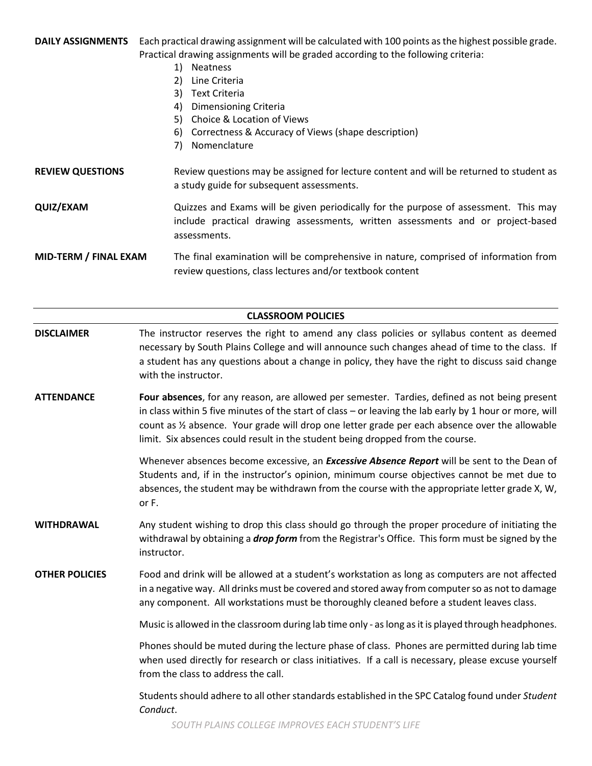**DAILY ASSIGNMENTS** Each practical drawing assignment will be calculated with 100 points as the highest possible grade. Practical drawing assignments will be graded according to the following criteria:

1) Neatness
2) Line Criteria
3) Text Criteria
4) Dimensioning Criteria
5) Choice & Location of Views
6) Correctness & Accuracy of Views (shape description)
7) Nomenclature

**REVIEW QUESTIONS** Review questions may be assigned for lecture content and will be returned to student as a study guide for subsequent assessments.

**QUIZ/EXAM** Quizzes and Exams will be given periodically for the purpose of assessment. This may include practical drawing assessments, written assessments and or project-based assessments.

**MID-TERM / FINAL EXAM** The final examination will be comprehensive in nature, comprised of information from review questions, class lectures and/or textbook content

## CLASSROOM POLICIES

**DISCLAIMER** The instructor reserves the right to amend any class policies or syllabus content as deemed necessary by South Plains College and will announce such changes ahead of time to the class. If a student has any questions about a change in policy, they have the right to discuss said change with the instructor.

**ATTENDANCE** **Four absences**, for any reason, are allowed per semester. Tardies, defined as not being present in class within 5 five minutes of the start of class – or leaving the lab early by 1 hour or more, will count as ½ absence. Your grade will drop one letter grade per each absence over the allowable limit. Six absences could result in the student being dropped from the course.

Whenever absences become excessive, an ***Excessive Absence Report*** will be sent to the Dean of Students and, if in the instructor's opinion, minimum course objectives cannot be met due to absences, the student may be withdrawn from the course with the appropriate letter grade X, W, or F.

**WITHDRAWAL** Any student wishing to drop this class should go through the proper procedure of initiating the withdrawal by obtaining a ***drop form*** from the Registrar's Office. This form must be signed by the instructor.

**OTHER POLICIES** Food and drink will be allowed at a student's workstation as long as computers are not affected in a negative way. All drinks must be covered and stored away from computer so as not to damage any component. All workstations must be thoroughly cleaned before a student leaves class.

Music is allowed in the classroom during lab time only - as long as it is played through headphones.

Phones should be muted during the lecture phase of class. Phones are permitted during lab time when used directly for research or class initiatives. If a call is necessary, please excuse yourself from the class to address the call.

Students should adhere to all other standards established in the SPC Catalog found under *Student Conduct*.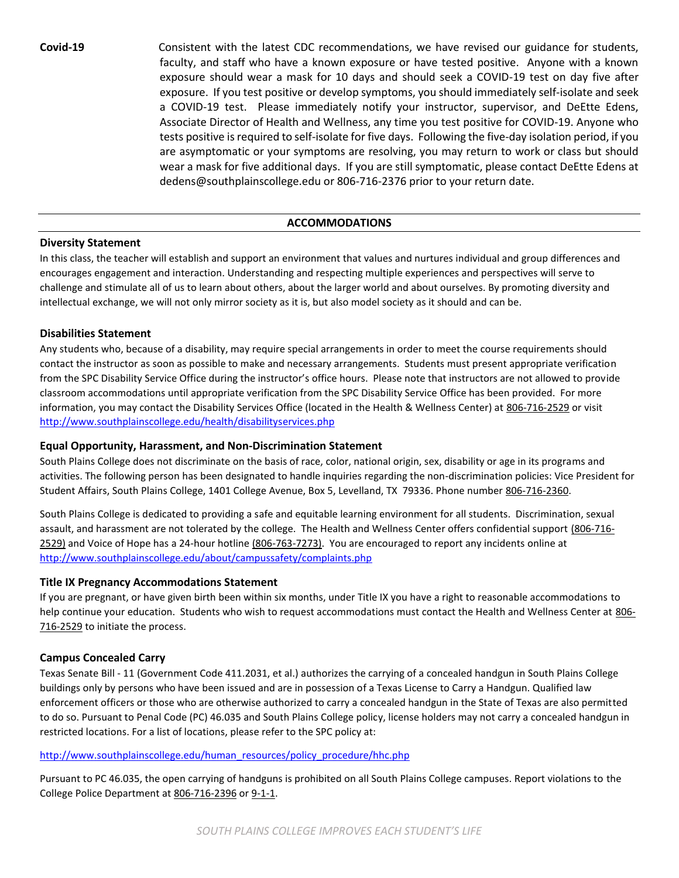**Covid-19** Consistent with the latest CDC recommendations, we have revised our guidance for students, faculty, and staff who have a known exposure or have tested positive. Anyone with a known exposure should wear a mask for 10 days and should seek a COVID-19 test on day five after exposure. If you test positive or develop symptoms, you should immediately self-isolate and seek a COVID-19 test. Please immediately notify your instructor, supervisor, and DeEtte Edens, Associate Director of Health and Wellness, any time you test positive for COVID-19. Anyone who tests positive is required to self-isolate for five days. Following the five-day isolation period, if you are asymptomatic or your symptoms are resolving, you may return to work or class but should wear a mask for five additional days. If you are still symptomatic, please contact DeEtte Edens at dedens@southplainscollege.edu or 806-716-2376 prior to your return date.

## ACCOMMODATIONS

### Diversity Statement

In this class, the teacher will establish and support an environment that values and nurtures individual and group differences and encourages engagement and interaction. Understanding and respecting multiple experiences and perspectives will serve to challenge and stimulate all of us to learn about others, about the larger world and about ourselves. By promoting diversity and intellectual exchange, we will not only mirror society as it is, but also model society as it should and can be.

### Disabilities Statement

Any students who, because of a disability, may require special arrangements in order to meet the course requirements should contact the instructor as soon as possible to make and necessary arrangements. Students must present appropriate verification from the SPC Disability Service Office during the instructor's office hours. Please note that instructors are not allowed to provide classroom accommodations until appropriate verification from the SPC Disability Service Office has been provided. For more information, you may contact the Disability Services Office (located in the Health & Wellness Center) at 806-716-2529 or visit http://www.southplainscollege.edu/health/disabilityservices.php

### Equal Opportunity, Harassment, and Non-Discrimination Statement

South Plains College does not discriminate on the basis of race, color, national origin, sex, disability or age in its programs and activities. The following person has been designated to handle inquiries regarding the non-discrimination policies: Vice President for Student Affairs, South Plains College, 1401 College Avenue, Box 5, Levelland, TX 79336. Phone number 806-716-2360.

South Plains College is dedicated to providing a safe and equitable learning environment for all students. Discrimination, sexual assault, and harassment are not tolerated by the college. The Health and Wellness Center offers confidential support (806-716-2529) and Voice of Hope has a 24-hour hotline (806-763-7273). You are encouraged to report any incidents online at http://www.southplainscollege.edu/about/campussafety/complaints.php

### Title IX Pregnancy Accommodations Statement

If you are pregnant, or have given birth been within six months, under Title IX you have a right to reasonable accommodations to help continue your education. Students who wish to request accommodations must contact the Health and Wellness Center at 806-716-2529 to initiate the process.

### Campus Concealed Carry

Texas Senate Bill - 11 (Government Code 411.2031, et al.) authorizes the carrying of a concealed handgun in South Plains College buildings only by persons who have been issued and are in possession of a Texas License to Carry a Handgun. Qualified law enforcement officers or those who are otherwise authorized to carry a concealed handgun in the State of Texas are also permitted to do so. Pursuant to Penal Code (PC) 46.035 and South Plains College policy, license holders may not carry a concealed handgun in restricted locations. For a list of locations, please refer to the SPC policy at:

http://www.southplainscollege.edu/human_resources/policy_procedure/hhc.php

Pursuant to PC 46.035, the open carrying of handguns is prohibited on all South Plains College campuses. Report violations to the College Police Department at 806-716-2396 or 9-1-1.

*SOUTH PLAINS COLLEGE IMPROVES EACH STUDENT'S LIFE*